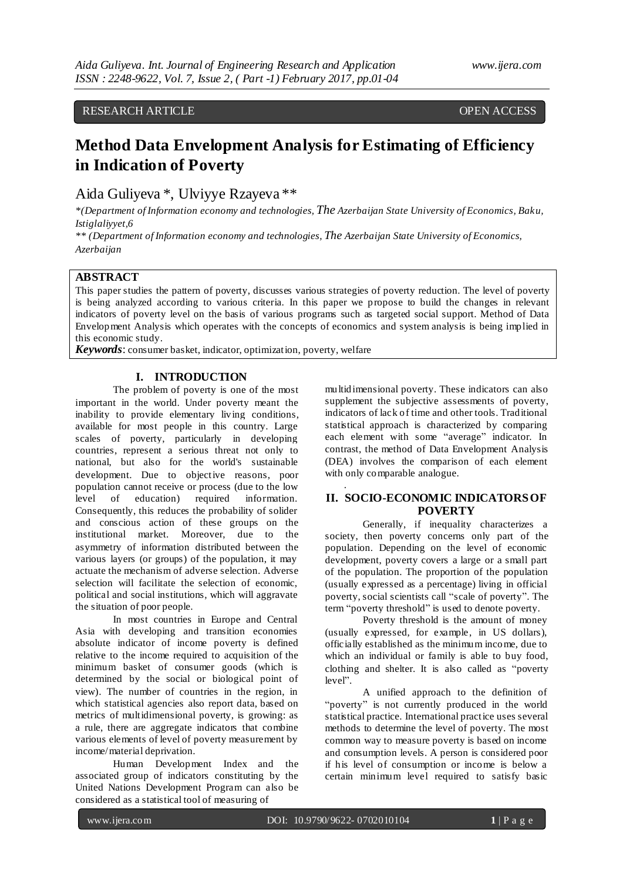RESEARCH ARTICLE OPEN ACCESS

# Method Data Envelopment Analysis for Estimating of Efficiency in Indication of Poverty

Aida Guliyeva *, Ulviyye Rzayeva **

*(Department of Information economy and technologies, The Azerbaijan State University of Economics, Baku, Istiglaliyyet,6

** (Department of Information economy and technologies, The Azerbaijan State University of Economics, Azerbaijan

## ABSTRACT

This paper studies the pattern of poverty, discusses various strategies of poverty reduction. The level of poverty is being analyzed according to various criteria. In this paper we propose to build the changes in relevant indicators of poverty level on the basis of various programs such as targeted social support. Method of Data Envelopment Analysis which operates with the concepts of economics and system analysis is being implied in this economic study.

***Keywords***: consumer basket, indicator, optimization, poverty, welfare

## I. INTRODUCTION

The problem of poverty is one of the most important in the world. Under poverty meant the inability to provide elementary living conditions, available for most people in this country. Large scales of poverty, particularly in developing countries, represent a serious threat not only to national, but also for the world's sustainable development. Due to objective reasons, poor population cannot receive or process (due to the low level of education) required information. Consequently, this reduces the probability of solider and conscious action of these groups on the institutional market. Moreover, due to the asymmetry of information distributed between the various layers (or groups) of the population, it may actuate the mechanism of adverse selection. Adverse selection will facilitate the selection of economic, political and social institutions, which will aggravate the situation of poor people.

In most countries in Europe and Central Asia with developing and transition economies absolute indicator of income poverty is defined relative to the income required to acquisition of the minimum basket of consumer goods (which is determined by the social or biological point of view). The number of countries in the region, in which statistical agencies also report data, based on metrics of multidimensional poverty, is growing: as a rule, there are aggregate indicators that combine various elements of level of poverty measurement by income/material deprivation.

Human Development Index and the associated group of indicators constituting by the United Nations Development Program can also be considered as a statistical tool of measuring of multidimensional poverty. These indicators can also supplement the subjective assessments of poverty, indicators of lack of time and other tools. Traditional statistical approach is characterized by comparing each element with some "average" indicator. In contrast, the method of Data Envelopment Analysis (DEA) involves the comparison of each element with only comparable analogue.

## II. SOCIO-ECONOMIC INDICATORS OF POVERTY

Generally, if inequality characterizes a society, then poverty concerns only part of the population. Depending on the level of economic development, poverty covers a large or a small part of the population. The proportion of the population (usually expressed as a percentage) living in official poverty, social scientists call "scale of poverty". The term "poverty threshold" is used to denote poverty.

Poverty threshold is the amount of money (usually expressed, for example, in US dollars), officially established as the minimum income, due to which an individual or family is able to buy food, clothing and shelter. It is also called as "poverty level".

A unified approach to the definition of "poverty" is not currently produced in the world statistical practice. International practice uses several methods to determine the level of poverty. The most common way to measure poverty is based on income and consumption levels. A person is considered poor if his level of consumption or income is below a certain minimum level required to satisfy basic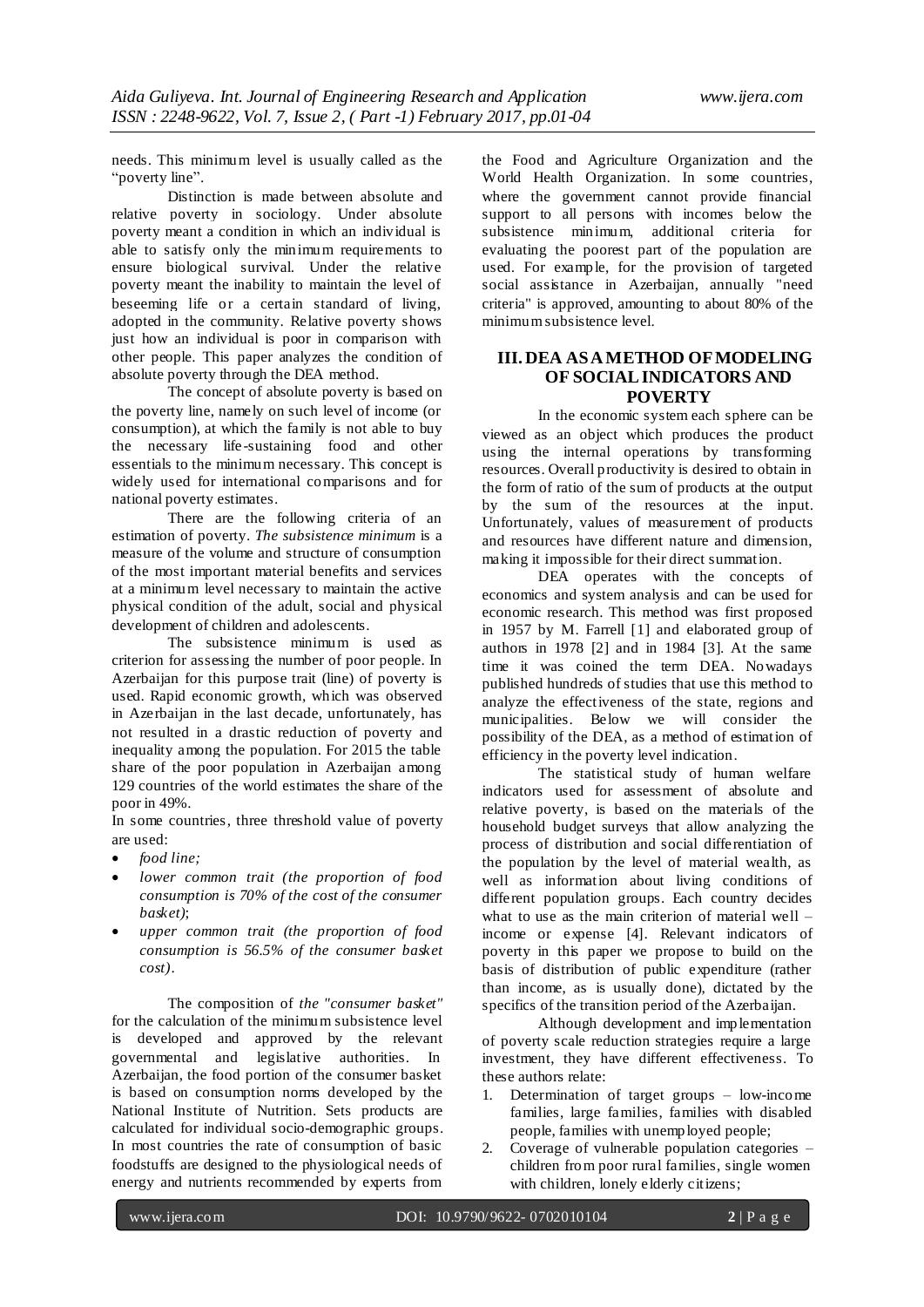needs. This minimum level is usually called as the "poverty line".

Distinction is made between absolute and relative poverty in sociology. Under absolute poverty meant a condition in which an individual is able to satisfy only the minimum requirements to ensure biological survival. Under the relative poverty meant the inability to maintain the level of beseeming life or a certain standard of living, adopted in the community. Relative poverty shows just how an individual is poor in comparison with other people. This paper analyzes the condition of absolute poverty through the DEA method.

The concept of absolute poverty is based on the poverty line, namely on such level of income (or consumption), at which the family is not able to buy the necessary life-sustaining food and other essentials to the minimum necessary. This concept is widely used for international comparisons and for national poverty estimates.

There are the following criteria of an estimation of poverty. *The subsistence minimum* is a measure of the volume and structure of consumption of the most important material benefits and services at a minimum level necessary to maintain the active physical condition of the adult, social and physical development of children and adolescents.

The subsistence minimum is used as criterion for assessing the number of poor people. In Azerbaijan for this purpose trait (line) of poverty is used. Rapid economic growth, which was observed in Azerbaijan in the last decade, unfortunately, has not resulted in a drastic reduction of poverty and inequality among the population. For 2015 the table share of the poor population in Azerbaijan among 129 countries of the world estimates the share of the poor in 49%.

In some countries, three threshold value of poverty are used:

- *food line;*
- *lower common trait (the proportion of food consumption is 70% of the cost of the consumer basket)*;
- *upper common trait (the proportion of food consumption is 56.5% of the consumer basket cost)*.

The composition of *the "consumer basket"* for the calculation of the minimum subsistence level is developed and approved by the relevant governmental and legislative authorities. In Azerbaijan, the food portion of the consumer basket is based on consumption norms developed by the National Institute of Nutrition. Sets products are calculated for individual socio-demographic groups. In most countries the rate of consumption of basic foodstuffs are designed to the physiological needs of energy and nutrients recommended by experts from the Food and Agriculture Organization and the World Health Organization. In some countries, where the government cannot provide financial support to all persons with incomes below the subsistence minimum, additional criteria for evaluating the poorest part of the population are used. For example, for the provision of targeted social assistance in Azerbaijan, annually "need criteria" is approved, amounting to about 80% of the minimum subsistence level.

## III. DEA AS A METHOD OF MODELING OF SOCIAL INDICATORS AND POVERTY

In the economic system each sphere can be viewed as an object which produces the product using the internal operations by transforming resources. Overall productivity is desired to obtain in the form of ratio of the sum of products at the output by the sum of the resources at the input. Unfortunately, values of measurement of products and resources have different nature and dimension, making it impossible for their direct summation.

DEA operates with the concepts of economics and system analysis and can be used for economic research. This method was first proposed in 1957 by M. Farrell [1] and elaborated group of authors in 1978 [2] and in 1984 [3]. At the same time it was coined the term DEA. Nowadays published hundreds of studies that use this method to analyze the effectiveness of the state, regions and municipalities. Below we will consider the possibility of the DEA, as a method of estimation of efficiency in the poverty level indication.

The statistical study of human welfare indicators used for assessment of absolute and relative poverty, is based on the materials of the household budget surveys that allow analyzing the process of distribution and social differentiation of the population by the level of material wealth, as well as information about living conditions of different population groups. Each country decides what to use as the main criterion of material well – income or expense [4]. Relevant indicators of poverty in this paper we propose to build on the basis of distribution of public expenditure (rather than income, as is usually done), dictated by the specifics of the transition period of the Azerbaijan.

Although development and implementation of poverty scale reduction strategies require a large investment, they have different effectiveness. To these authors relate:

1. Determination of target groups – low-income families, large families, families with disabled people, families with unemployed people;
2. Coverage of vulnerable population categories – children from poor rural families, single women with children, lonely elderly citizens;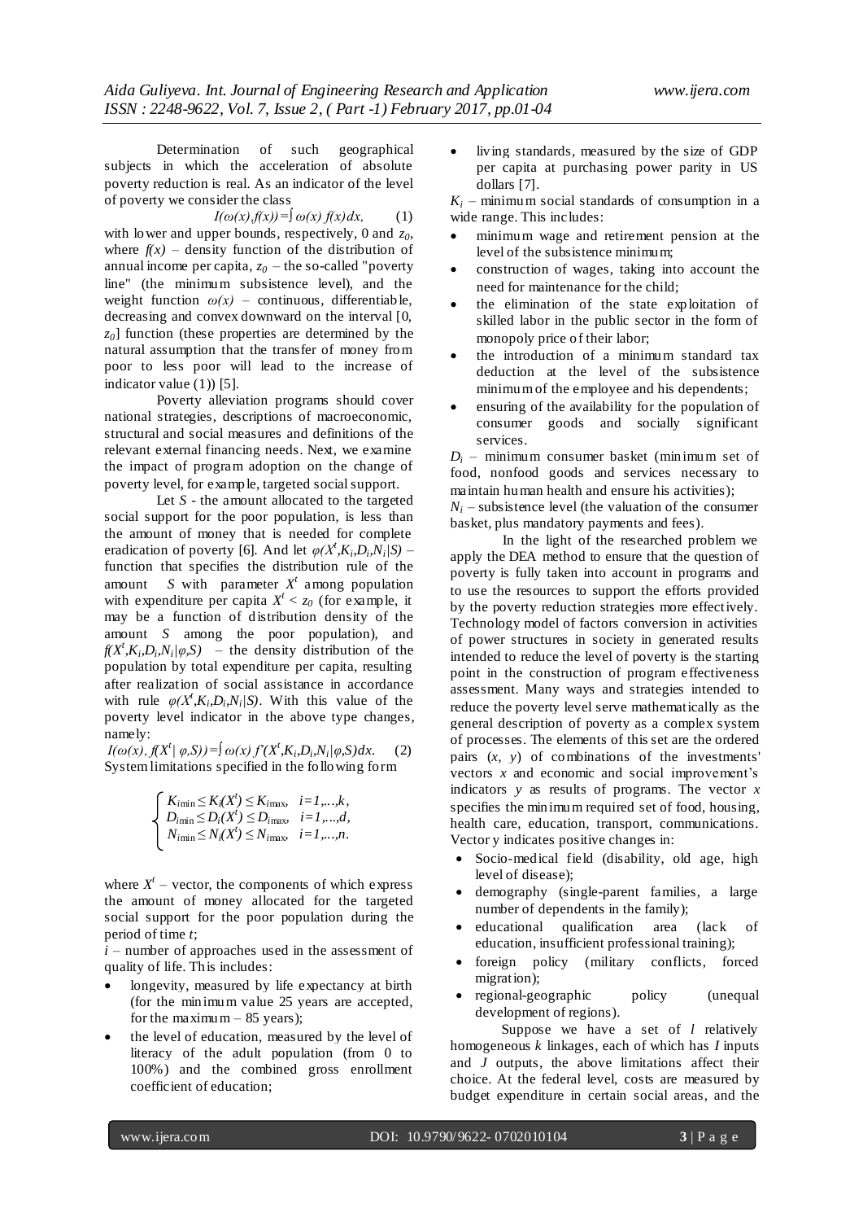Determination of such geographical subjects in which the acceleration of absolute poverty reduction is real. As an indicator of the level of poverty we consider the class

$$I(\omega(x),f(x))=\int \omega(x)\, f(x)\, dx, \qquad (1)$$

with lower and upper bounds, respectively, 0 and $z_0$, where $f(x)$ – density function of the distribution of annual income per capita, $z_0$ – the so-called "poverty line" (the minimum subsistence level), and the weight function $\omega(x)$ – continuous, differentiable, decreasing and convex downward on the interval $[0, z_0]$ function (these properties are determined by the natural assumption that the transfer of money from poor to less poor will lead to the increase of indicator value (1)) [5].

Poverty alleviation programs should cover national strategies, descriptions of macroeconomic, structural and social measures and definitions of the relevant external financing needs. Next, we examine the impact of program adoption on the change of poverty level, for example, targeted social support.

Let $S$ - the amount allocated to the targeted social support for the poor population, is less than the amount of money that is needed for complete eradication of poverty [6]. And let $\varphi(X^t,K_i,D_i,N_i|S)$ – function that specifies the distribution rule of the amount $S$ with parameter $X^t$ among population with expenditure per capita $X^t < z_0$ (for example, it may be a function of distribution density of the amount $S$ among the poor population), and $f(X^t,K_i,D_i,N_i|\varphi,S)$ – the density distribution of the population by total expenditure per capita, resulting after realization of social assistance in accordance with rule $\varphi(X^t,K_i,D_i,N_i|S)$. With this value of the poverty level indicator in the above type changes, namely:

$$I(\omega(x), f(X^t|\ \varphi,S))=\int \omega(x)\, f^{\prime}(X^t,K_i,D_i,N_i|\varphi,S)dx. \qquad (2)$$

System limitations specified in the following form

$$\begin{cases} K_{i\min} \le K_i(X^t) \le K_{i\max}, & i=1,...,k, \\ D_{i\min} \le D_i(X^t) \le D_{i\max}, & i=1,...,d, \\ N_{i\min} \le N_i(X^t) \le N_{i\max}, & i=1,...,n. \end{cases}$$

where $X^t$ – vector, the components of which express the amount of money allocated for the targeted social support for the poor population during the period of time $t$;

$i$ – number of approaches used in the assessment of quality of life. This includes:

- longevity, measured by life expectancy at birth (for the minimum value 25 years are accepted, for the maximum – 85 years);
- the level of education, measured by the level of literacy of the adult population (from 0 to 100%) and the combined gross enrollment coefficient of education;
- living standards, measured by the size of GDP per capita at purchasing power parity in US dollars [7].

$K_i$ – minimum social standards of consumption in a wide range. This includes:

- minimum wage and retirement pension at the level of the subsistence minimum;
- construction of wages, taking into account the need for maintenance for the child;
- the elimination of the state exploitation of skilled labor in the public sector in the form of monopoly price of their labor;
- the introduction of a minimum standard tax deduction at the level of the subsistence minimum of the employee and his dependents;
- ensuring of the availability for the population of consumer goods and socially significant services.

$D_i$ – minimum consumer basket (minimum set of food, nonfood goods and services necessary to maintain human health and ensure his activities);

$N_i$ – subsistence level (the valuation of the consumer basket, plus mandatory payments and fees).

In the light of the researched problem we apply the DEA method to ensure that the question of poverty is fully taken into account in programs and to use the resources to support the efforts provided by the poverty reduction strategies more effectively. Technology model of factors conversion in activities of power structures in society in generated results intended to reduce the level of poverty is the starting point in the construction of program effectiveness assessment. Many ways and strategies intended to reduce the poverty level serve mathematically as the general description of poverty as a complex system of processes. The elements of this set are the ordered pairs $(x, y)$ of combinations of the investments' vectors $x$ and economic and social improvement's indicators $y$ as results of programs. The vector $x$ specifies the minimum required set of food, housing, health care, education, transport, communications. Vector y indicates positive changes in:

- Socio-medical field (disability, old age, high level of disease);
- demography (single-parent families, a large number of dependents in the family);
- educational qualification area (lack of education, insufficient professional training);
- foreign policy (military conflicts, forced migration);
- regional-geographic policy (unequal development of regions).

Suppose we have a set of $l$ relatively homogeneous $k$ linkages, each of which has $I$ inputs and $J$ outputs, the above limitations affect their choice. At the federal level, costs are measured by budget expenditure in certain social areas, and the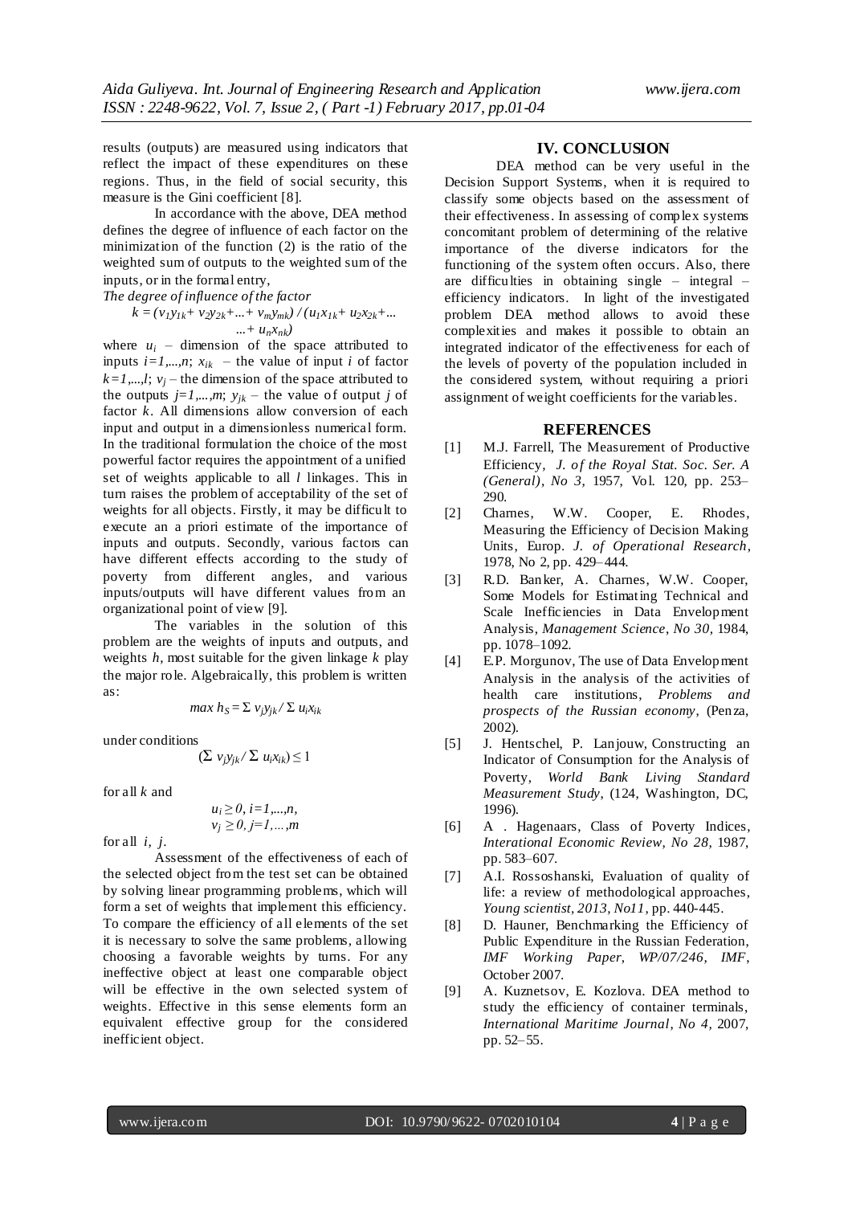results (outputs) are measured using indicators that reflect the impact of these expenditures on these regions. Thus, in the field of social security, this measure is the Gini coefficient [8].

In accordance with the above, DEA method defines the degree of influence of each factor on the minimization of the function (2) is the ratio of the weighted sum of outputs to the weighted sum of the inputs, or in the formal entry,

*The degree of influence of the factor*

$$k = (v_1 y_{1k} + v_2 y_{2k} + ... + v_m y_{mk}) / (u_1 x_{1k} + u_2 x_{2k} + ... + u_n x_{nk})$$

where $u_i$ – dimension of the space attributed to inputs $i=1,...,n$; $x_{ik}$ – the value of input $i$ of factor $k=1,...,l$; $v_j$ – the dimension of the space attributed to the outputs $j=1,...,m$; $y_{jk}$ – the value of output $j$ of factor $k$. All dimensions allow conversion of each input and output in a dimensionless numerical form. In the traditional formulation the choice of the most powerful factor requires the appointment of a unified set of weights applicable to all $l$ linkages. This in turn raises the problem of acceptability of the set of weights for all objects. Firstly, it may be difficult to execute an a priori estimate of the importance of inputs and outputs. Secondly, various factors can have different effects according to the study of poverty from different angles, and various inputs/outputs will have different values from an organizational point of view [9].

The variables in the solution of this problem are the weights of inputs and outputs, and weights $h$, most suitable for the given linkage $k$ play the major role. Algebraically, this problem is written as:

$$max\ h_S = \Sigma\ v_j y_{jk} / \Sigma\ u_i x_{ik}$$

under conditions

$$(\Sigma\ v_j y_{jk} / \Sigma\ u_i x_{ik}) \leq 1$$

for all $k$ and

$$u_i \geq 0,\ i=1,...,n,$$
$$v_j \geq 0,\ j=1,...,m$$

for all $i$, $j$.

Assessment of the effectiveness of each of the selected object from the test set can be obtained by solving linear programming problems, which will form a set of weights that implement this efficiency. To compare the efficiency of all elements of the set it is necessary to solve the same problems, allowing choosing a favorable weights by turns. For any ineffective object at least one comparable object will be effective in the own selected system of weights. Effective in this sense elements form an equivalent effective group for the considered inefficient object.

## IV. CONCLUSION

DEA method can be very useful in the Decision Support Systems, when it is required to classify some objects based on the assessment of their effectiveness. In assessing of complex systems concomitant problem of determining of the relative importance of the diverse indicators for the functioning of the system often occurs. Also, there are difficulties in obtaining single – integral – efficiency indicators. In light of the investigated problem DEA method allows to avoid these complexities and makes it possible to obtain an integrated indicator of the effectiveness for each of the levels of poverty of the population included in the considered system, without requiring a priori assignment of weight coefficients for the variables.

## REFERENCES

[1] M.J. Farrell, The Measurement of Productive Efficiency, *J. of the Royal Stat. Soc. Ser. A (General), No 3,* 1957, Vol. 120, pp. 253–290.

[2] Charnes, W.W. Cooper, E. Rhodes, Measuring the Efficiency of Decision Making Units, Europ. *J. of Operational Research*, 1978, No 2, pp. 429–444.

[3] R.D. Banker, A. Charnes, W.W. Cooper, Some Models for Estimating Technical and Scale Inefficiencies in Data Envelopment Analysis, *Management Science, No 30,* 1984, pp. 1078–1092.

[4] E.P. Morgunov, The use of Data Envelopment Analysis in the analysis of the activities of health care institutions, *Problems and prospects of the Russian economy*, (Penza, 2002).

[5] J. Hentschel, P. Lanjouw, Constructing an Indicator of Consumption for the Analysis of Poverty, *World Bank Living Standard Measurement Study*, (124, Washington, DC, 1996).

[6] A . Hagenaars, Class of Poverty Indices, *Interational Economic Review, No 28,* 1987, pp. 583–607.

[7] A.I. Rossoshanski, Evaluation of quality of life: a review of methodological approaches, *Young scientist, 2013, No11*, pp. 440-445.

[8] D. Hauner, Benchmarking the Efficiency of Public Expenditure in the Russian Federation, *IMF Working Paper, WP/07/246, IMF*, October 2007.

[9] A. Kuznetsov, E. Kozlova. DEA method to study the efficiency of container terminals, *International Maritime Journal, No 4,* 2007, pp. 52–55.